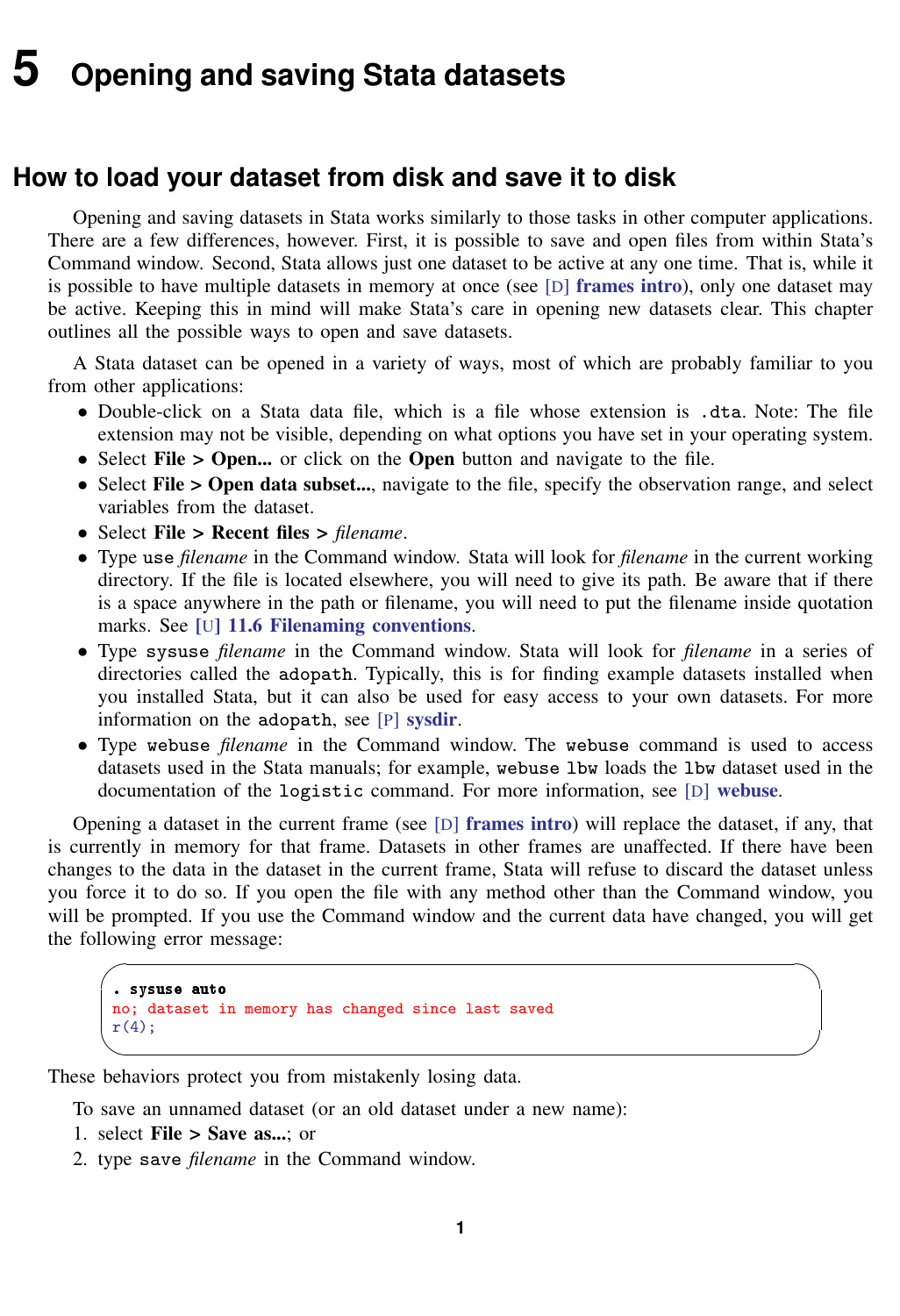# 5 Opening and saving Stata datasets

## How to load your dataset from disk and save it to disk

Opening and saving datasets in Stata works similarly to those tasks in other computer applications. There are a few differences, however. First, it is possible to save and open files from within Stata's Command window. Second, Stata allows just one dataset to be active at any one time. That is, while it is possible to have multiple datasets in memory at once (see [D] **frames intro**), only one dataset may be active. Keeping this in mind will make Stata's care in opening new datasets clear. This chapter outlines all the possible ways to open and save datasets.

A Stata dataset can be opened in a variety of ways, most of which are probably familiar to you from other applications:

- Double-click on a Stata data file, which is a file whose extension is `.dta`. Note: The file extension may not be visible, depending on what options you have set in your operating system.
- Select **File > Open...** or click on the **Open** button and navigate to the file.
- Select **File > Open data subset...**, navigate to the file, specify the observation range, and select variables from the dataset.
- Select **File > Recent files >** *filename*.
- Type `use` *filename* in the Command window. Stata will look for *filename* in the current working directory. If the file is located elsewhere, you will need to give its path. Be aware that if there is a space anywhere in the path or filename, you will need to put the filename inside quotation marks. See [U] **11.6 Filenaming conventions**.
- Type `sysuse` *filename* in the Command window. Stata will look for *filename* in a series of directories called the `adopath`. Typically, this is for finding example datasets installed when you installed Stata, but it can also be used for easy access to your own datasets. For more information on the `adopath`, see [P] **sysdir**.
- Type `webuse` *filename* in the Command window. The `webuse` command is used to access datasets used in the Stata manuals; for example, `webuse lbw` loads the `lbw` dataset used in the documentation of the `logistic` command. For more information, see [D] **webuse**.

Opening a dataset in the current frame (see [D] **frames intro**) will replace the dataset, if any, that is currently in memory for that frame. Datasets in other frames are unaffected. If there have been changes to the data in the dataset in the current frame, Stata will refuse to discard the dataset unless you force it to do so. If you open the file with any method other than the Command window, you will be prompted. If you use the Command window and the current data have changed, you will get the following error message:

```
. sysuse auto
no; dataset in memory has changed since last saved
r(4);
```

These behaviors protect you from mistakenly losing data.

To save an unnamed dataset (or an old dataset under a new name):

1. select **File > Save as...**; or
2. type `save` *filename* in the Command window.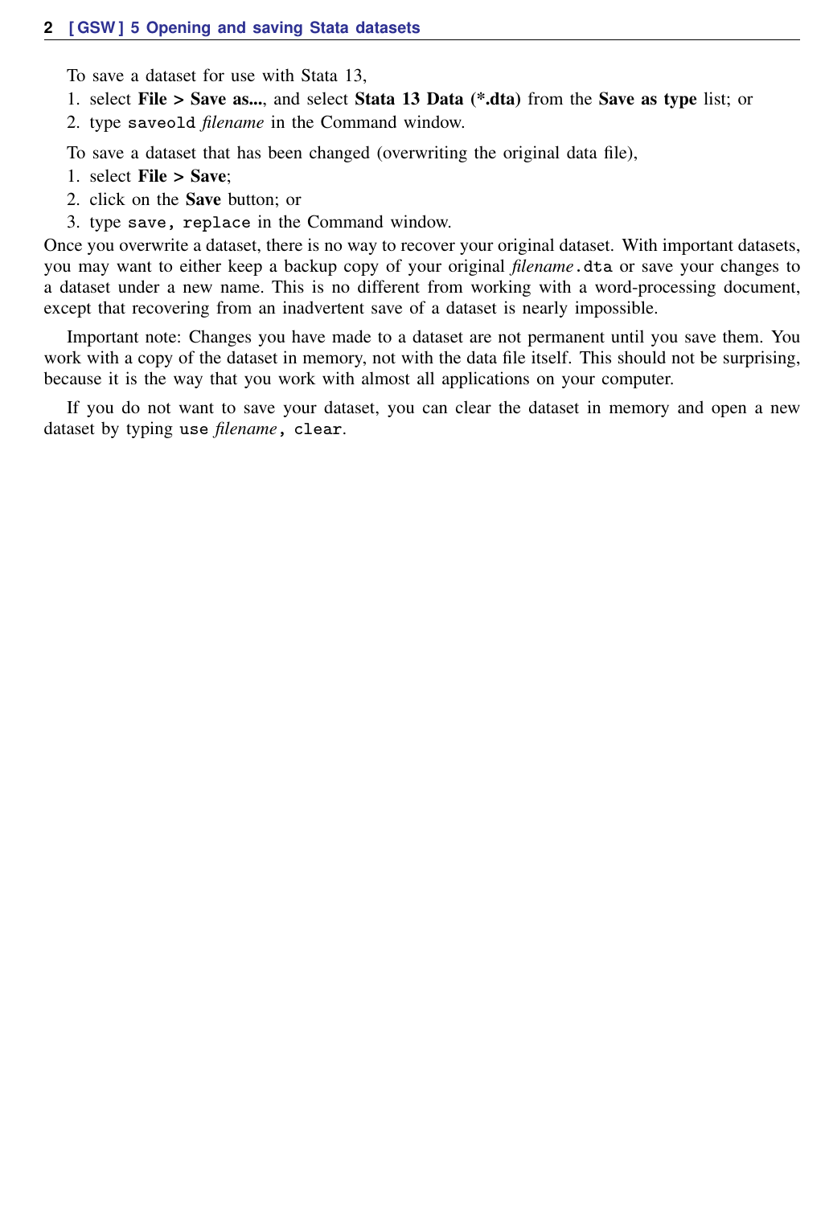To save a dataset for use with Stata 13,

1. select **File > Save as...**, and select **Stata 13 Data (*.dta)** from the **Save as type** list; or
2. type `saveold` *filename* in the Command window.

To save a dataset that has been changed (overwriting the original data file),

1. select **File > Save**;
2. click on the **Save** button; or
3. type `save, replace` in the Command window.

Once you overwrite a dataset, there is no way to recover your original dataset. With important datasets, you may want to either keep a backup copy of your original *filename*`.dta` or save your changes to a dataset under a new name. This is no different from working with a word-processing document, except that recovering from an inadvertent save of a dataset is nearly impossible.

Important note: Changes you have made to a dataset are not permanent until you save them. You work with a copy of the dataset in memory, not with the data file itself. This should not be surprising, because it is the way that you work with almost all applications on your computer.

If you do not want to save your dataset, you can clear the dataset in memory and open a new dataset by typing `use` *filename*`, clear`.